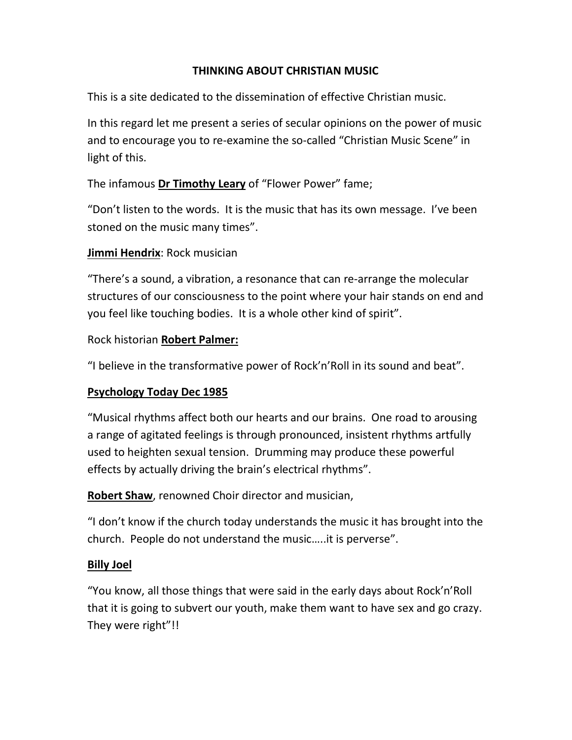# THINKING ABOUT CHRISTIAN MUSIC

This is a site dedicated to the dissemination of effective Christian music.

In this regard let me present a series of secular opinions on the power of music and to encourage you to re-examine the so-called "Christian Music Scene" in light of this.

The infamous **Dr Timothy Leary** of "Flower Power" fame;

"Don't listen to the words. It is the music that has its own message. I've been stoned on the music many times".

**Jimmi Hendrix**: Rock musician

"There's a sound, a vibration, a resonance that can re-arrange the molecular structures of our consciousness to the point where your hair stands on end and you feel like touching bodies. It is a whole other kind of spirit".

Rock historian **Robert Palmer:**

"I believe in the transformative power of Rock'n'Roll in its sound and beat".

**Psychology Today Dec 1985**

"Musical rhythms affect both our hearts and our brains. One road to arousing a range of agitated feelings is through pronounced, insistent rhythms artfully used to heighten sexual tension. Drumming may produce these powerful effects by actually driving the brain's electrical rhythms".

**Robert Shaw**, renowned Choir director and musician,

"I don't know if the church today understands the music it has brought into the church. People do not understand the music…..it is perverse".

**Billy Joel**

"You know, all those things that were said in the early days about Rock'n'Roll that it is going to subvert our youth, make them want to have sex and go crazy. They were right"!!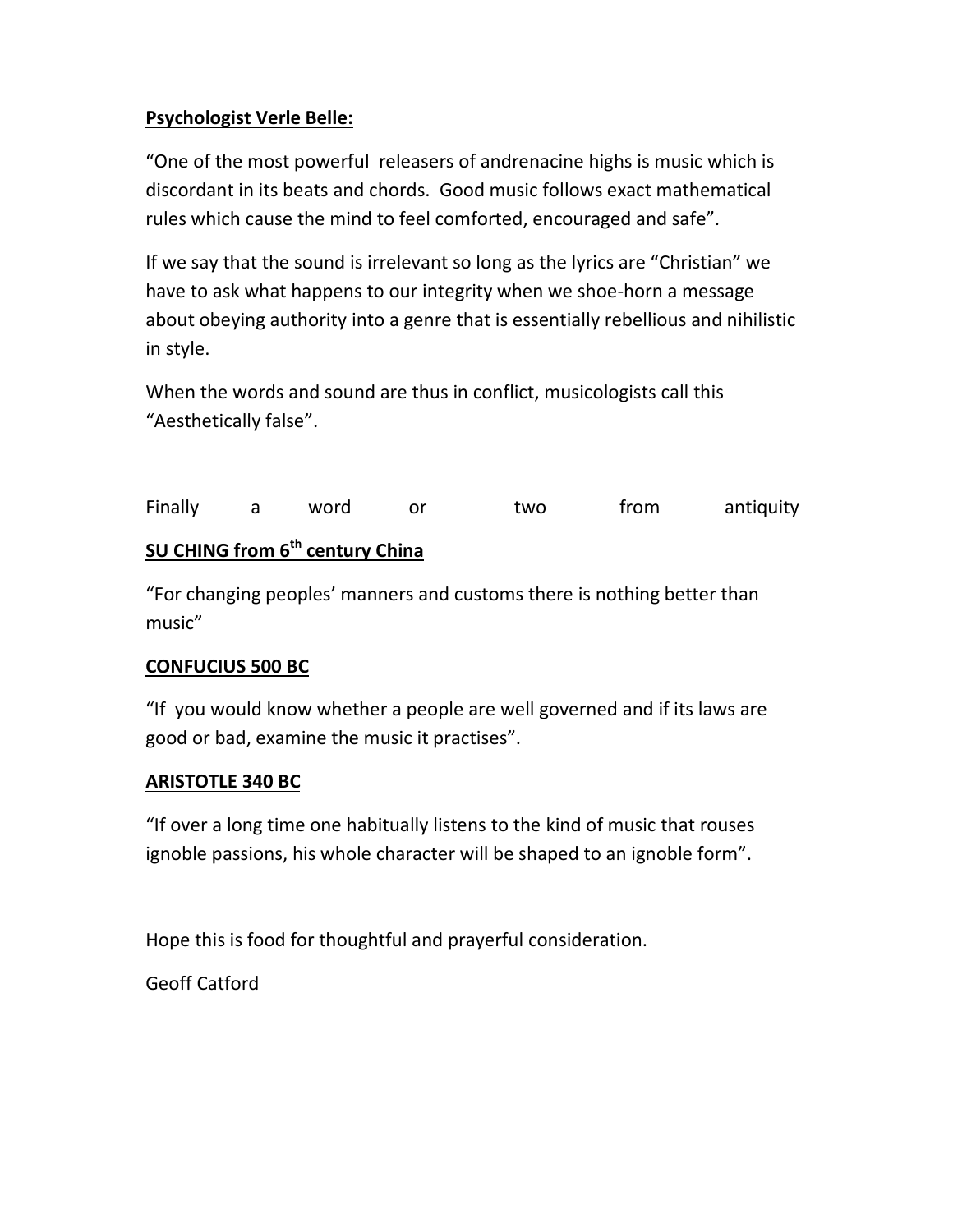**Psychologist Verle Belle:**

"One of the most powerful releasers of andrenacine highs is music which is discordant in its beats and chords. Good music follows exact mathematical rules which cause the mind to feel comforted, encouraged and safe".

If we say that the sound is irrelevant so long as the lyrics are "Christian" we have to ask what happens to our integrity when we shoe-horn a message about obeying authority into a genre that is essentially rebellious and nihilistic in style.

When the words and sound are thus in conflict, musicologists call this "Aesthetically false".

Finally a word or two from antiquity

**SU CHING from 6th century China**

"For changing peoples' manners and customs there is nothing better than music"

**CONFUCIUS 500 BC**

"If you would know whether a people are well governed and if its laws are good or bad, examine the music it practises".

**ARISTOTLE 340 BC**

"If over a long time one habitually listens to the kind of music that rouses ignoble passions, his whole character will be shaped to an ignoble form".

Hope this is food for thoughtful and prayerful consideration.

Geoff Catford